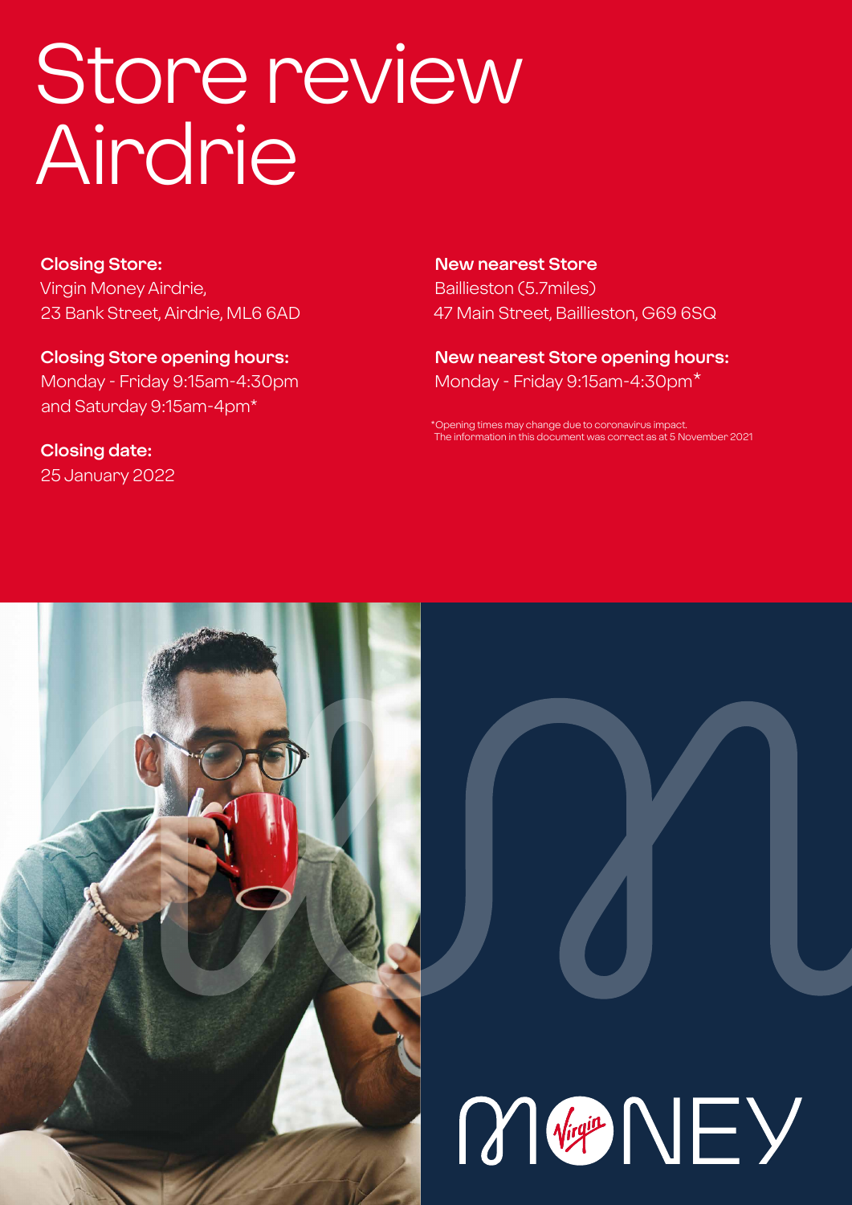# Store review Airdrie

**Closing Store:**
Virgin Money Airdrie,
23 Bank Street, Airdrie, ML6 6AD

**Closing Store opening hours:**
Monday - Friday 9:15am-4:30pm
and Saturday 9:15am-4pm*

**Closing date:**
25 January 2022

**New nearest Store**
Baillieston (5.7miles)
47 Main Street, Baillieston, G69 6SQ

**New nearest Store opening hours:**
Monday - Friday 9:15am-4:30pm*

*Opening times may change due to coronavirus impact.
The information in this document was correct as at 5 November 2021

MONEY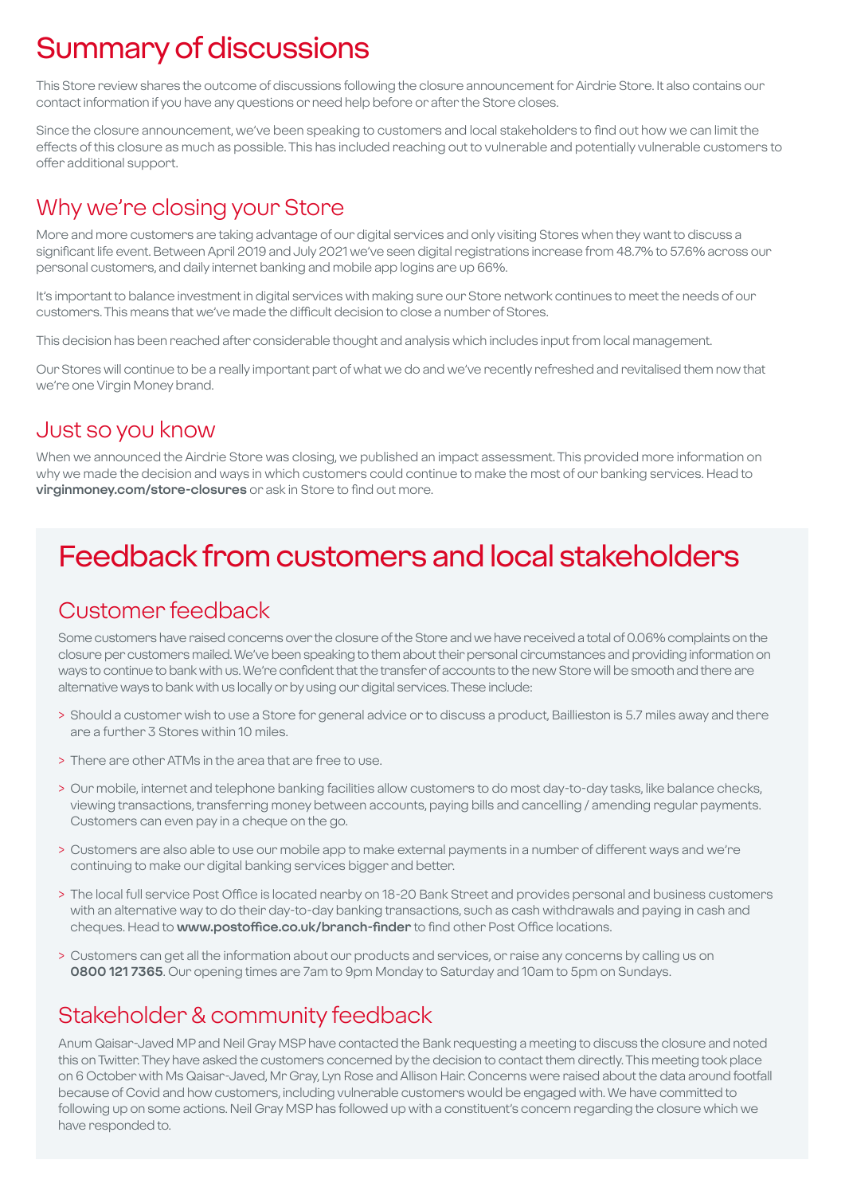# Summary of discussions

This Store review shares the outcome of discussions following the closure announcement for Airdrie Store. It also contains our contact information if you have any questions or need help before or after the Store closes.

Since the closure announcement, we've been speaking to customers and local stakeholders to find out how we can limit the effects of this closure as much as possible. This has included reaching out to vulnerable and potentially vulnerable customers to offer additional support.

## Why we're closing your Store

More and more customers are taking advantage of our digital services and only visiting Stores when they want to discuss a significant life event. Between April 2019 and July 2021 we've seen digital registrations increase from 48.7% to 57.6% across our personal customers, and daily internet banking and mobile app logins are up 66%.

It's important to balance investment in digital services with making sure our Store network continues to meet the needs of our customers. This means that we've made the difficult decision to close a number of Stores.

This decision has been reached after considerable thought and analysis which includes input from local management.

Our Stores will continue to be a really important part of what we do and we've recently refreshed and revitalised them now that we're one Virgin Money brand.

## Just so you know

When we announced the Airdrie Store was closing, we published an impact assessment. This provided more information on why we made the decision and ways in which customers could continue to make the most of our banking services. Head to **virginmoney.com/store-closures** or ask in Store to find out more.

# Feedback from customers and local stakeholders

## Customer feedback

Some customers have raised concerns over the closure of the Store and we have received a total of 0.06% complaints on the closure per customers mailed. We've been speaking to them about their personal circumstances and providing information on ways to continue to bank with us. We're confident that the transfer of accounts to the new Store will be smooth and there are alternative ways to bank with us locally or by using our digital services. These include:

> Should a customer wish to use a Store for general advice or to discuss a product, Baillieston is 5.7 miles away and there are a further 3 Stores within 10 miles.

> There are other ATMs in the area that are free to use.

> Our mobile, internet and telephone banking facilities allow customers to do most day-to-day tasks, like balance checks, viewing transactions, transferring money between accounts, paying bills and cancelling / amending regular payments. Customers can even pay in a cheque on the go.

> Customers are also able to use our mobile app to make external payments in a number of different ways and we're continuing to make our digital banking services bigger and better.

> The local full service Post Office is located nearby on 18-20 Bank Street and provides personal and business customers with an alternative way to do their day-to-day banking transactions, such as cash withdrawals and paying in cash and cheques. Head to **www.postoffice.co.uk/branch-finder** to find other Post Office locations.

> Customers can get all the information about our products and services, or raise any concerns by calling us on **0800 121 7365**. Our opening times are 7am to 9pm Monday to Saturday and 10am to 5pm on Sundays.

## Stakeholder & community feedback

Anum Qaisar-Javed MP and Neil Gray MSP have contacted the Bank requesting a meeting to discuss the closure and noted this on Twitter. They have asked the customers concerned by the decision to contact them directly. This meeting took place on 6 October with Ms Qaisar-Javed, Mr Gray, Lyn Rose and Allison Hair. Concerns were raised about the data around footfall because of Covid and how customers, including vulnerable customers would be engaged with. We have committed to following up on some actions. Neil Gray MSP has followed up with a constituent's concern regarding the closure which we have responded to.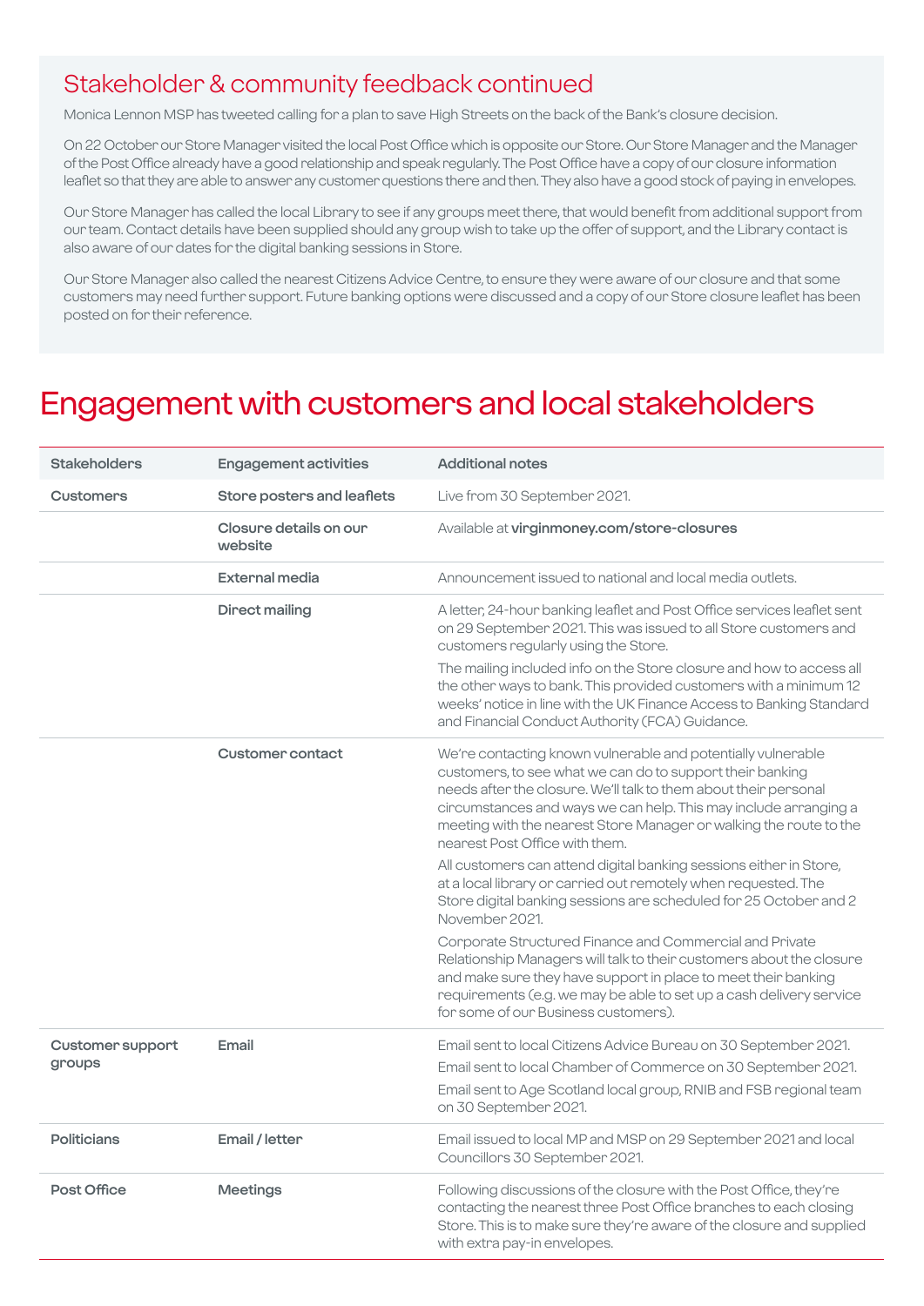## Stakeholder & community feedback continued

Monica Lennon MSP has tweeted calling for a plan to save High Streets on the back of the Bank's closure decision.

On 22 October our Store Manager visited the local Post Office which is opposite our Store. Our Store Manager and the Manager of the Post Office already have a good relationship and speak regularly. The Post Office have a copy of our closure information leaflet so that they are able to answer any customer questions there and then. They also have a good stock of paying in envelopes.

Our Store Manager has called the local Library to see if any groups meet there, that would benefit from additional support from our team. Contact details have been supplied should any group wish to take up the offer of support, and the Library contact is also aware of our dates for the digital banking sessions in Store.

Our Store Manager also called the nearest Citizens Advice Centre, to ensure they were aware of our closure and that some customers may need further support. Future banking options were discussed and a copy of our Store closure leaflet has been posted on for their reference.

# Engagement with customers and local stakeholders

| Stakeholders | Engagement activities | Additional notes |
|---|---|---|
| **Customers** | **Store posters and leaflets** | Live from 30 September 2021. |
| | **Closure details on our website** | Available at **virginmoney.com/store-closures** |
| | **External media** | Announcement issued to national and local media outlets. |
| | **Direct mailing** | A letter, 24-hour banking leaflet and Post Office services leaflet sent on 29 September 2021. This was issued to all Store customers and customers regularly using the Store.<br><br>The mailing included info on the Store closure and how to access all the other ways to bank. This provided customers with a minimum 12 weeks' notice in line with the UK Finance Access to Banking Standard and Financial Conduct Authority (FCA) Guidance. |
| | **Customer contact** | We're contacting known vulnerable and potentially vulnerable customers, to see what we can do to support their banking needs after the closure. We'll talk to them about their personal circumstances and ways we can help. This may include arranging a meeting with the nearest Store Manager or walking the route to the nearest Post Office with them.<br><br>All customers can attend digital banking sessions either in Store, at a local library or carried out remotely when requested. The Store digital banking sessions are scheduled for 25 October and 2 November 2021.<br><br>Corporate Structured Finance and Commercial and Private Relationship Managers will talk to their customers about the closure and make sure they have support in place to meet their banking requirements (e.g. we may be able to set up a cash delivery service for some of our Business customers). |
| **Customer support groups** | **Email** | Email sent to local Citizens Advice Bureau on 30 September 2021.<br><br>Email sent to local Chamber of Commerce on 30 September 2021.<br><br>Email sent to Age Scotland local group, RNIB and FSB regional team on 30 September 2021. |
| **Politicians** | **Email / letter** | Email issued to local MP and MSP on 29 September 2021 and local Councillors 30 September 2021. |
| **Post Office** | **Meetings** | Following discussions of the closure with the Post Office, they're contacting the nearest three Post Office branches to each closing Store. This is to make sure they're aware of the closure and supplied with extra pay-in envelopes. |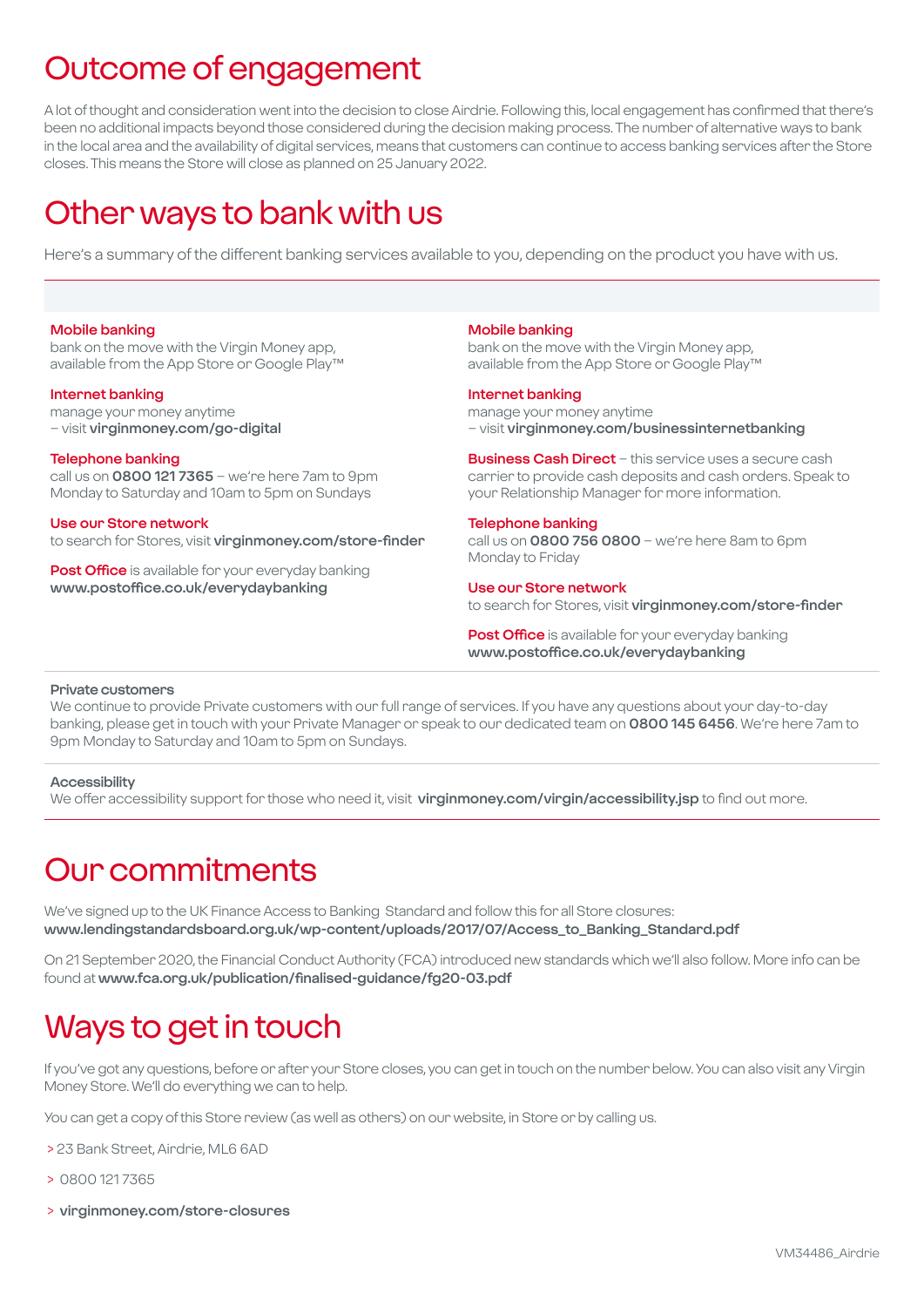# Outcome of engagement

A lot of thought and consideration went into the decision to close Airdrie. Following this, local engagement has confirmed that there's been no additional impacts beyond those considered during the decision making process. The number of alternative ways to bank in the local area and the availability of digital services, means that customers can continue to access banking services after the Store closes. This means the Store will close as planned on 25 January 2022.

# Other ways to bank with us

Here's a summary of the different banking services available to you, depending on the product you have with us.

**Mobile banking**
bank on the move with the Virgin Money app, available from the App Store or Google Play™

**Internet banking**
manage your money anytime – visit **virginmoney.com/go-digital**

**Telephone banking**
call us on **0800 121 7365** – we're here 7am to 9pm Monday to Saturday and 10am to 5pm on Sundays

**Use our Store network**
to search for Stores, visit **virginmoney.com/store-finder**

**Post Office** is available for your everyday banking
**www.postoffice.co.uk/everydaybanking**

**Mobile banking**
bank on the move with the Virgin Money app, available from the App Store or Google Play™

**Internet banking**
manage your money anytime – visit **virginmoney.com/businessinternetbanking**

**Business Cash Direct** – this service uses a secure cash carrier to provide cash deposits and cash orders. Speak to your Relationship Manager for more information.

**Telephone banking**
call us on **0800 756 0800** – we're here 8am to 6pm Monday to Friday

**Use our Store network**
to search for Stores, visit **virginmoney.com/store-finder**

**Post Office** is available for your everyday banking
**www.postoffice.co.uk/everydaybanking**

**Private customers**
We continue to provide Private customers with our full range of services. If you have any questions about your day-to-day banking, please get in touch with your Private Manager or speak to our dedicated team on **0800 145 6456**. We're here 7am to 9pm Monday to Saturday and 10am to 5pm on Sundays.

**Accessibility**
We offer accessibility support for those who need it, visit **virginmoney.com/virgin/accessibility.jsp** to find out more.

# Our commitments

We've signed up to the UK Finance Access to Banking Standard and follow this for all Store closures:
**www.lendingstandardsboard.org.uk/wp-content/uploads/2017/07/Access_to_Banking_Standard.pdf**

On 21 September 2020, the Financial Conduct Authority (FCA) introduced new standards which we'll also follow. More info can be found at **www.fca.org.uk/publication/finalised-guidance/fg20-03.pdf**

# Ways to get in touch

If you've got any questions, before or after your Store closes, you can get in touch on the number below. You can also visit any Virgin Money Store. We'll do everything we can to help.

You can get a copy of this Store review (as well as others) on our website, in Store or by calling us.

> 23 Bank Street, Airdrie, ML6 6AD

> 0800 121 7365

> **virginmoney.com/store-closures**

VM34486_Airdrie